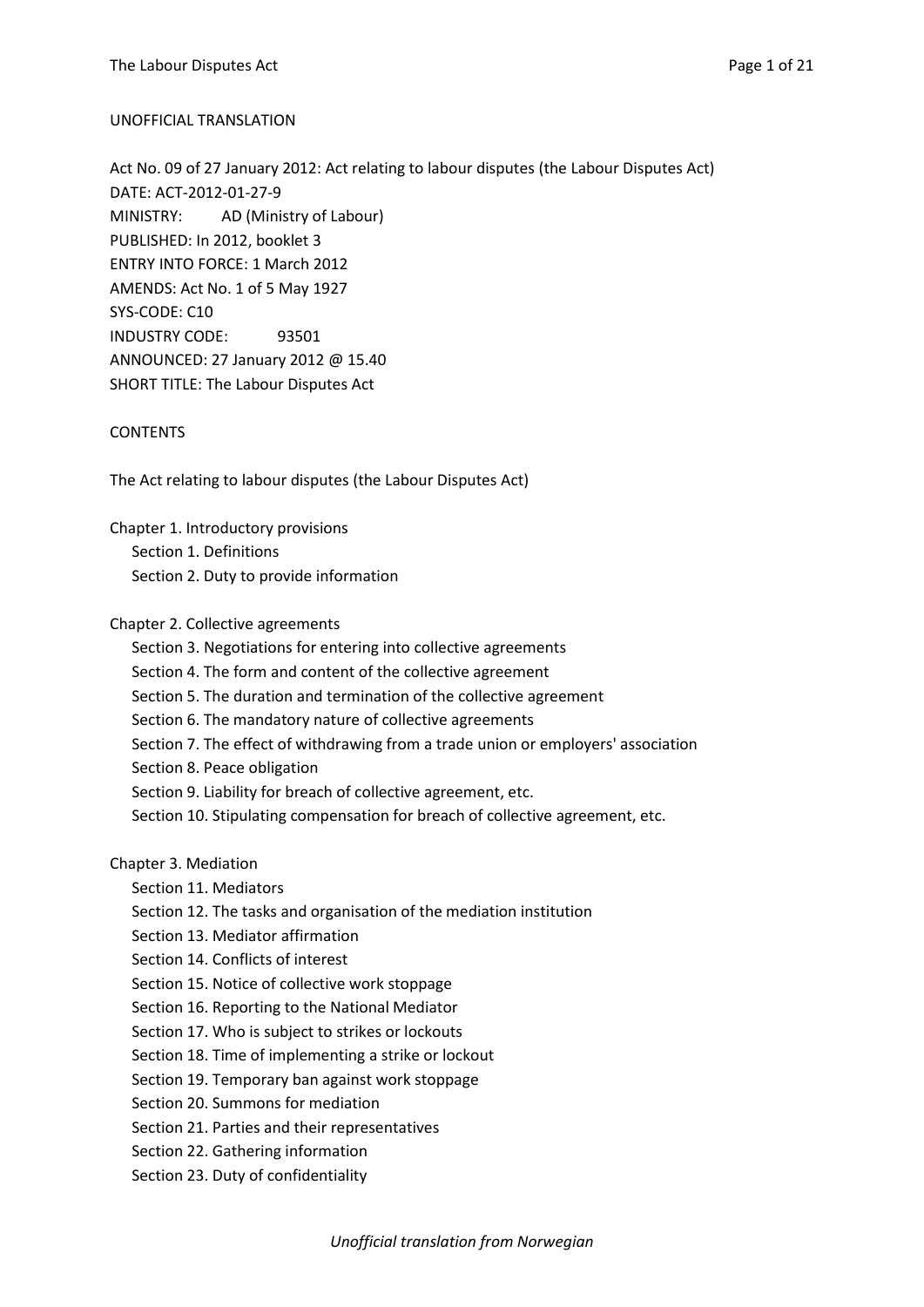UNOFFICIAL TRANSLATION

Act No. 09 of 27 January 2012: Act relating to labour disputes (the Labour Disputes Act)
DATE: ACT-2012-01-27-9
MINISTRY: AD (Ministry of Labour)
PUBLISHED: In 2012, booklet 3
ENTRY INTO FORCE: 1 March 2012
AMENDS: Act No. 1 of 5 May 1927
SYS-CODE: C10
INDUSTRY CODE: 93501
ANNOUNCED: 27 January 2012 @ 15.40
SHORT TITLE: The Labour Disputes Act

CONTENTS

The Act relating to labour disputes (the Labour Disputes Act)

Chapter 1. Introductory provisions
- Section 1. Definitions
- Section 2. Duty to provide information

Chapter 2. Collective agreements
- Section 3. Negotiations for entering into collective agreements
- Section 4. The form and content of the collective agreement
- Section 5. The duration and termination of the collective agreement
- Section 6. The mandatory nature of collective agreements
- Section 7. The effect of withdrawing from a trade union or employers' association
- Section 8. Peace obligation
- Section 9. Liability for breach of collective agreement, etc.
- Section 10. Stipulating compensation for breach of collective agreement, etc.

Chapter 3. Mediation
- Section 11. Mediators
- Section 12. The tasks and organisation of the mediation institution
- Section 13. Mediator affirmation
- Section 14. Conflicts of interest
- Section 15. Notice of collective work stoppage
- Section 16. Reporting to the National Mediator
- Section 17. Who is subject to strikes or lockouts
- Section 18. Time of implementing a strike or lockout
- Section 19. Temporary ban against work stoppage
- Section 20. Summons for mediation
- Section 21. Parties and their representatives
- Section 22. Gathering information
- Section 23. Duty of confidentiality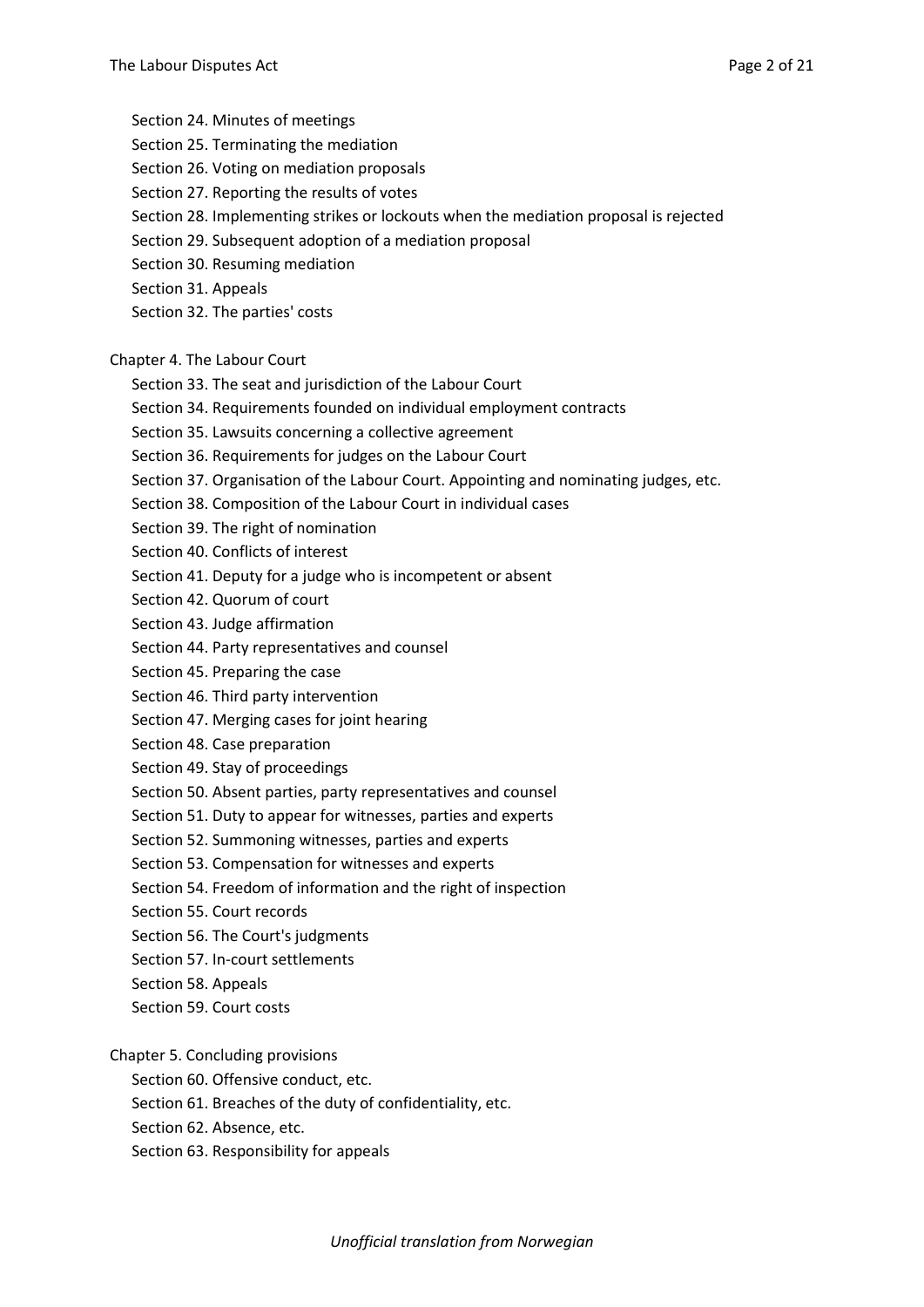- Section 24. Minutes of meetings
- Section 25. Terminating the mediation
- Section 26. Voting on mediation proposals
- Section 27. Reporting the results of votes
- Section 28. Implementing strikes or lockouts when the mediation proposal is rejected
- Section 29. Subsequent adoption of a mediation proposal
- Section 30. Resuming mediation
- Section 31. Appeals
- Section 32. The parties' costs

Chapter 4. The Labour Court

- Section 33. The seat and jurisdiction of the Labour Court
- Section 34. Requirements founded on individual employment contracts
- Section 35. Lawsuits concerning a collective agreement
- Section 36. Requirements for judges on the Labour Court
- Section 37. Organisation of the Labour Court. Appointing and nominating judges, etc.
- Section 38. Composition of the Labour Court in individual cases
- Section 39. The right of nomination
- Section 40. Conflicts of interest
- Section 41. Deputy for a judge who is incompetent or absent
- Section 42. Quorum of court
- Section 43. Judge affirmation
- Section 44. Party representatives and counsel
- Section 45. Preparing the case
- Section 46. Third party intervention
- Section 47. Merging cases for joint hearing
- Section 48. Case preparation
- Section 49. Stay of proceedings
- Section 50. Absent parties, party representatives and counsel
- Section 51. Duty to appear for witnesses, parties and experts
- Section 52. Summoning witnesses, parties and experts
- Section 53. Compensation for witnesses and experts
- Section 54. Freedom of information and the right of inspection
- Section 55. Court records
- Section 56. The Court's judgments
- Section 57. In-court settlements
- Section 58. Appeals
- Section 59. Court costs

Chapter 5. Concluding provisions

- Section 60. Offensive conduct, etc.
- Section 61. Breaches of the duty of confidentiality, etc.
- Section 62. Absence, etc.
- Section 63. Responsibility for appeals

*Unofficial translation from Norwegian*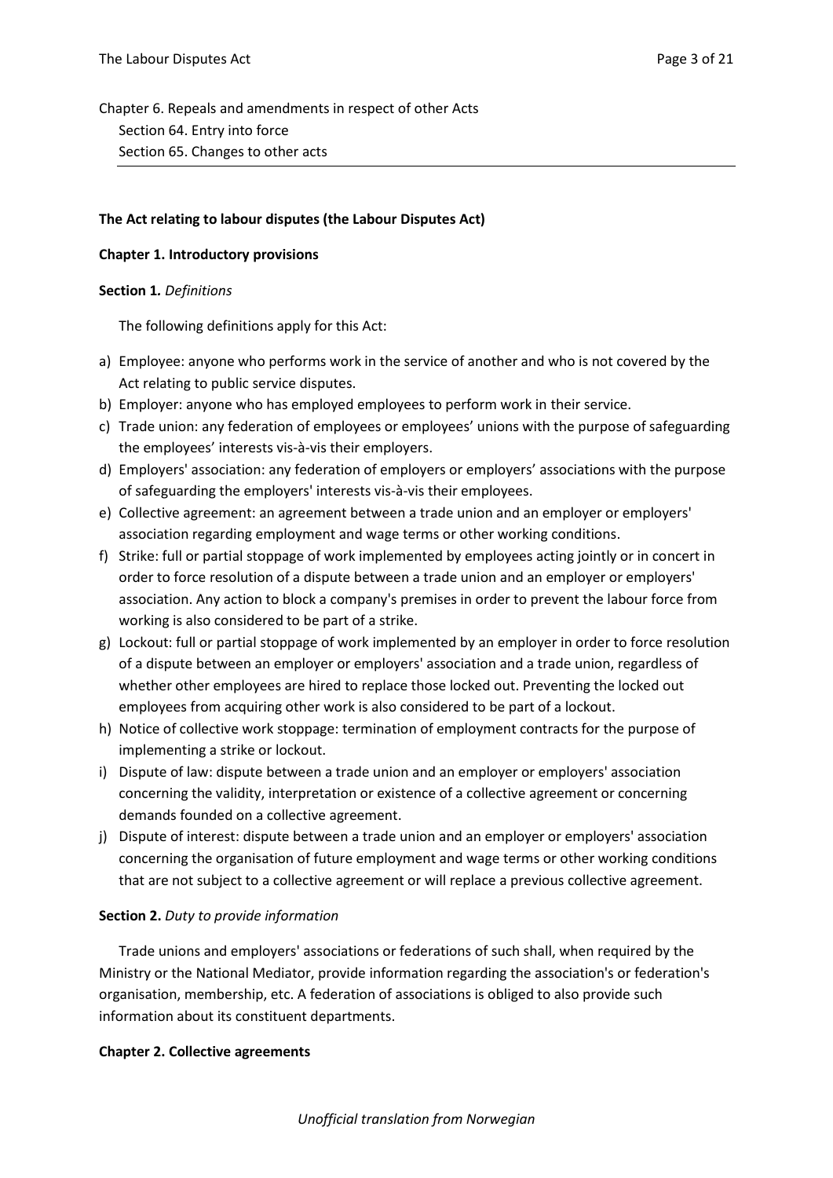Chapter 6. Repeals and amendments in respect of other Acts
Section 64. Entry into force
Section 65. Changes to other acts

**The Act relating to labour disputes (the Labour Disputes Act)**

**Chapter 1. Introductory provisions**

**Section 1.** *Definitions*

The following definitions apply for this Act:

a) Employee: anyone who performs work in the service of another and who is not covered by the Act relating to public service disputes.
b) Employer: anyone who has employed employees to perform work in their service.
c) Trade union: any federation of employees or employees' unions with the purpose of safeguarding the employees' interests vis-à-vis their employers.
d) Employers' association: any federation of employers or employers' associations with the purpose of safeguarding the employers' interests vis-à-vis their employees.
e) Collective agreement: an agreement between a trade union and an employer or employers' association regarding employment and wage terms or other working conditions.
f) Strike: full or partial stoppage of work implemented by employees acting jointly or in concert in order to force resolution of a dispute between a trade union and an employer or employers' association. Any action to block a company's premises in order to prevent the labour force from working is also considered to be part of a strike.
g) Lockout: full or partial stoppage of work implemented by an employer in order to force resolution of a dispute between an employer or employers' association and a trade union, regardless of whether other employees are hired to replace those locked out. Preventing the locked out employees from acquiring other work is also considered to be part of a lockout.
h) Notice of collective work stoppage: termination of employment contracts for the purpose of implementing a strike or lockout.
i) Dispute of law: dispute between a trade union and an employer or employers' association concerning the validity, interpretation or existence of a collective agreement or concerning demands founded on a collective agreement.
j) Dispute of interest: dispute between a trade union and an employer or employers' association concerning the organisation of future employment and wage terms or other working conditions that are not subject to a collective agreement or will replace a previous collective agreement.

**Section 2.** *Duty to provide information*

Trade unions and employers' associations or federations of such shall, when required by the Ministry or the National Mediator, provide information regarding the association's or federation's organisation, membership, etc. A federation of associations is obliged to also provide such information about its constituent departments.

**Chapter 2. Collective agreements**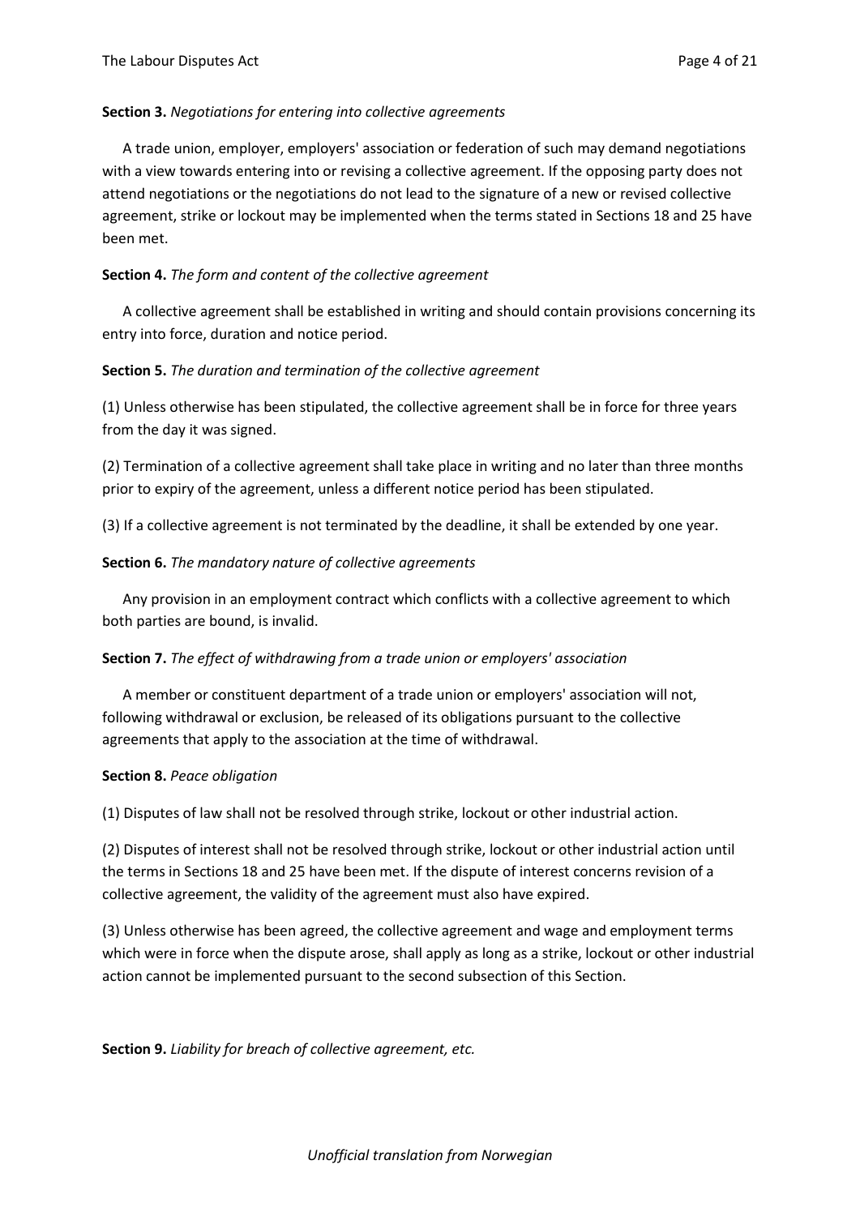**Section 3.** *Negotiations for entering into collective agreements*

A trade union, employer, employers' association or federation of such may demand negotiations with a view towards entering into or revising a collective agreement. If the opposing party does not attend negotiations or the negotiations do not lead to the signature of a new or revised collective agreement, strike or lockout may be implemented when the terms stated in Sections 18 and 25 have been met.

**Section 4.** *The form and content of the collective agreement*

A collective agreement shall be established in writing and should contain provisions concerning its entry into force, duration and notice period.

**Section 5.** *The duration and termination of the collective agreement*

(1) Unless otherwise has been stipulated, the collective agreement shall be in force for three years from the day it was signed.

(2) Termination of a collective agreement shall take place in writing and no later than three months prior to expiry of the agreement, unless a different notice period has been stipulated.

(3) If a collective agreement is not terminated by the deadline, it shall be extended by one year.

**Section 6.** *The mandatory nature of collective agreements*

Any provision in an employment contract which conflicts with a collective agreement to which both parties are bound, is invalid.

**Section 7.** *The effect of withdrawing from a trade union or employers' association*

A member or constituent department of a trade union or employers' association will not, following withdrawal or exclusion, be released of its obligations pursuant to the collective agreements that apply to the association at the time of withdrawal.

**Section 8.** *Peace obligation*

(1) Disputes of law shall not be resolved through strike, lockout or other industrial action.

(2) Disputes of interest shall not be resolved through strike, lockout or other industrial action until the terms in Sections 18 and 25 have been met. If the dispute of interest concerns revision of a collective agreement, the validity of the agreement must also have expired.

(3) Unless otherwise has been agreed, the collective agreement and wage and employment terms which were in force when the dispute arose, shall apply as long as a strike, lockout or other industrial action cannot be implemented pursuant to the second subsection of this Section.

**Section 9.** *Liability for breach of collective agreement, etc.*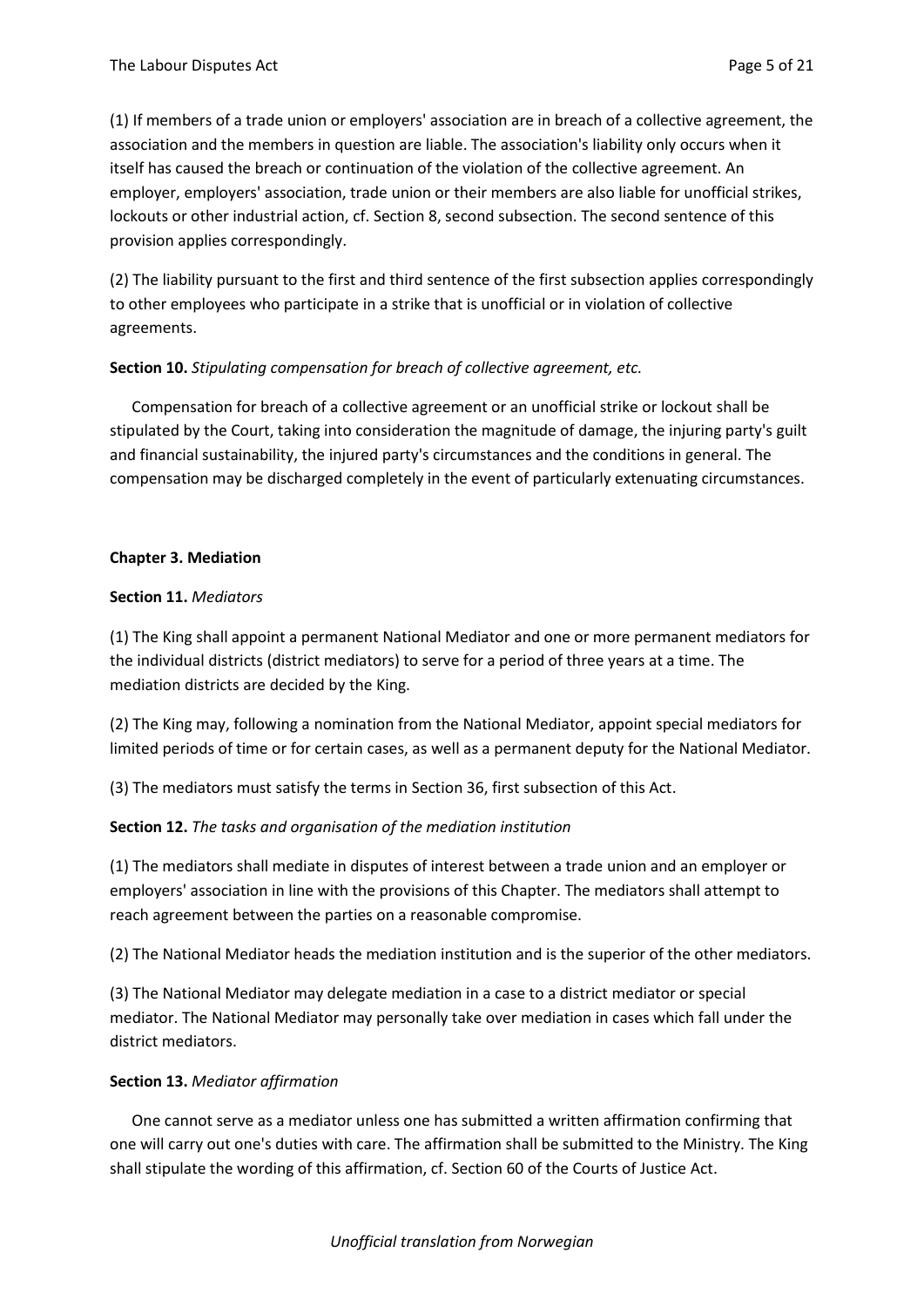(1) If members of a trade union or employers' association are in breach of a collective agreement, the association and the members in question are liable. The association's liability only occurs when it itself has caused the breach or continuation of the violation of the collective agreement. An employer, employers' association, trade union or their members are also liable for unofficial strikes, lockouts or other industrial action, cf. Section 8, second subsection. The second sentence of this provision applies correspondingly.

(2) The liability pursuant to the first and third sentence of the first subsection applies correspondingly to other employees who participate in a strike that is unofficial or in violation of collective agreements.

**Section 10.** *Stipulating compensation for breach of collective agreement, etc.*

Compensation for breach of a collective agreement or an unofficial strike or lockout shall be stipulated by the Court, taking into consideration the magnitude of damage, the injuring party's guilt and financial sustainability, the injured party's circumstances and the conditions in general. The compensation may be discharged completely in the event of particularly extenuating circumstances.

**Chapter 3. Mediation**

**Section 11.** *Mediators*

(1) The King shall appoint a permanent National Mediator and one or more permanent mediators for the individual districts (district mediators) to serve for a period of three years at a time. The mediation districts are decided by the King.

(2) The King may, following a nomination from the National Mediator, appoint special mediators for limited periods of time or for certain cases, as well as a permanent deputy for the National Mediator.

(3) The mediators must satisfy the terms in Section 36, first subsection of this Act.

**Section 12.** *The tasks and organisation of the mediation institution*

(1) The mediators shall mediate in disputes of interest between a trade union and an employer or employers' association in line with the provisions of this Chapter. The mediators shall attempt to reach agreement between the parties on a reasonable compromise.

(2) The National Mediator heads the mediation institution and is the superior of the other mediators.

(3) The National Mediator may delegate mediation in a case to a district mediator or special mediator. The National Mediator may personally take over mediation in cases which fall under the district mediators.

**Section 13.** *Mediator affirmation*

One cannot serve as a mediator unless one has submitted a written affirmation confirming that one will carry out one's duties with care. The affirmation shall be submitted to the Ministry. The King shall stipulate the wording of this affirmation, cf. Section 60 of the Courts of Justice Act.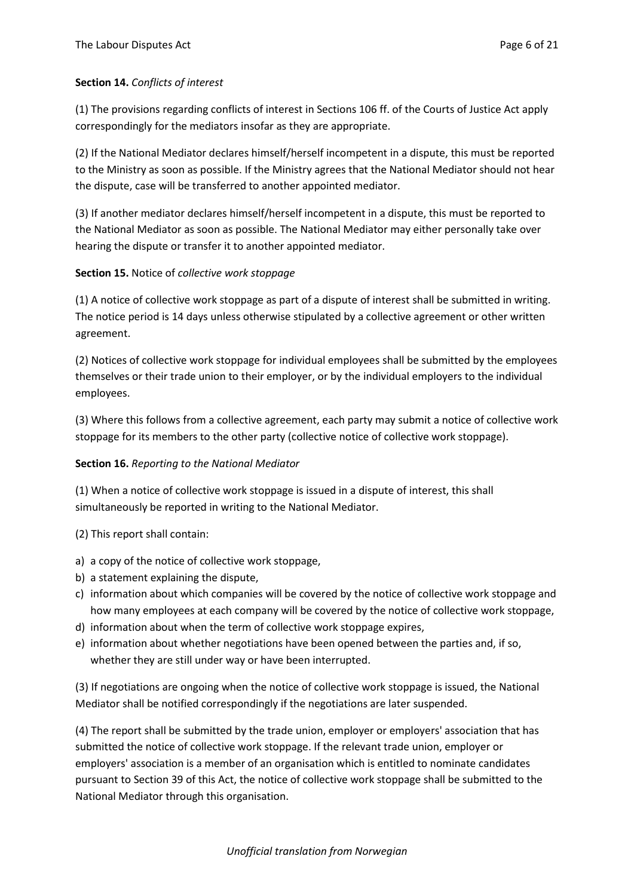**Section 14.** *Conflicts of interest*

(1) The provisions regarding conflicts of interest in Sections 106 ff. of the Courts of Justice Act apply correspondingly for the mediators insofar as they are appropriate.

(2) If the National Mediator declares himself/herself incompetent in a dispute, this must be reported to the Ministry as soon as possible. If the Ministry agrees that the National Mediator should not hear the dispute, case will be transferred to another appointed mediator.

(3) If another mediator declares himself/herself incompetent in a dispute, this must be reported to the National Mediator as soon as possible. The National Mediator may either personally take over hearing the dispute or transfer it to another appointed mediator.

**Section 15.** Notice of *collective work stoppage*

(1) A notice of collective work stoppage as part of a dispute of interest shall be submitted in writing. The notice period is 14 days unless otherwise stipulated by a collective agreement or other written agreement.

(2) Notices of collective work stoppage for individual employees shall be submitted by the employees themselves or their trade union to their employer, or by the individual employers to the individual employees.

(3) Where this follows from a collective agreement, each party may submit a notice of collective work stoppage for its members to the other party (collective notice of collective work stoppage).

**Section 16.** *Reporting to the National Mediator*

(1) When a notice of collective work stoppage is issued in a dispute of interest, this shall simultaneously be reported in writing to the National Mediator.

(2) This report shall contain:

a) a copy of the notice of collective work stoppage,
b) a statement explaining the dispute,
c) information about which companies will be covered by the notice of collective work stoppage and how many employees at each company will be covered by the notice of collective work stoppage,
d) information about when the term of collective work stoppage expires,
e) information about whether negotiations have been opened between the parties and, if so, whether they are still under way or have been interrupted.

(3) If negotiations are ongoing when the notice of collective work stoppage is issued, the National Mediator shall be notified correspondingly if the negotiations are later suspended.

(4) The report shall be submitted by the trade union, employer or employers' association that has submitted the notice of collective work stoppage. If the relevant trade union, employer or employers' association is a member of an organisation which is entitled to nominate candidates pursuant to Section 39 of this Act, the notice of collective work stoppage shall be submitted to the National Mediator through this organisation.

*Unofficial translation from Norwegian*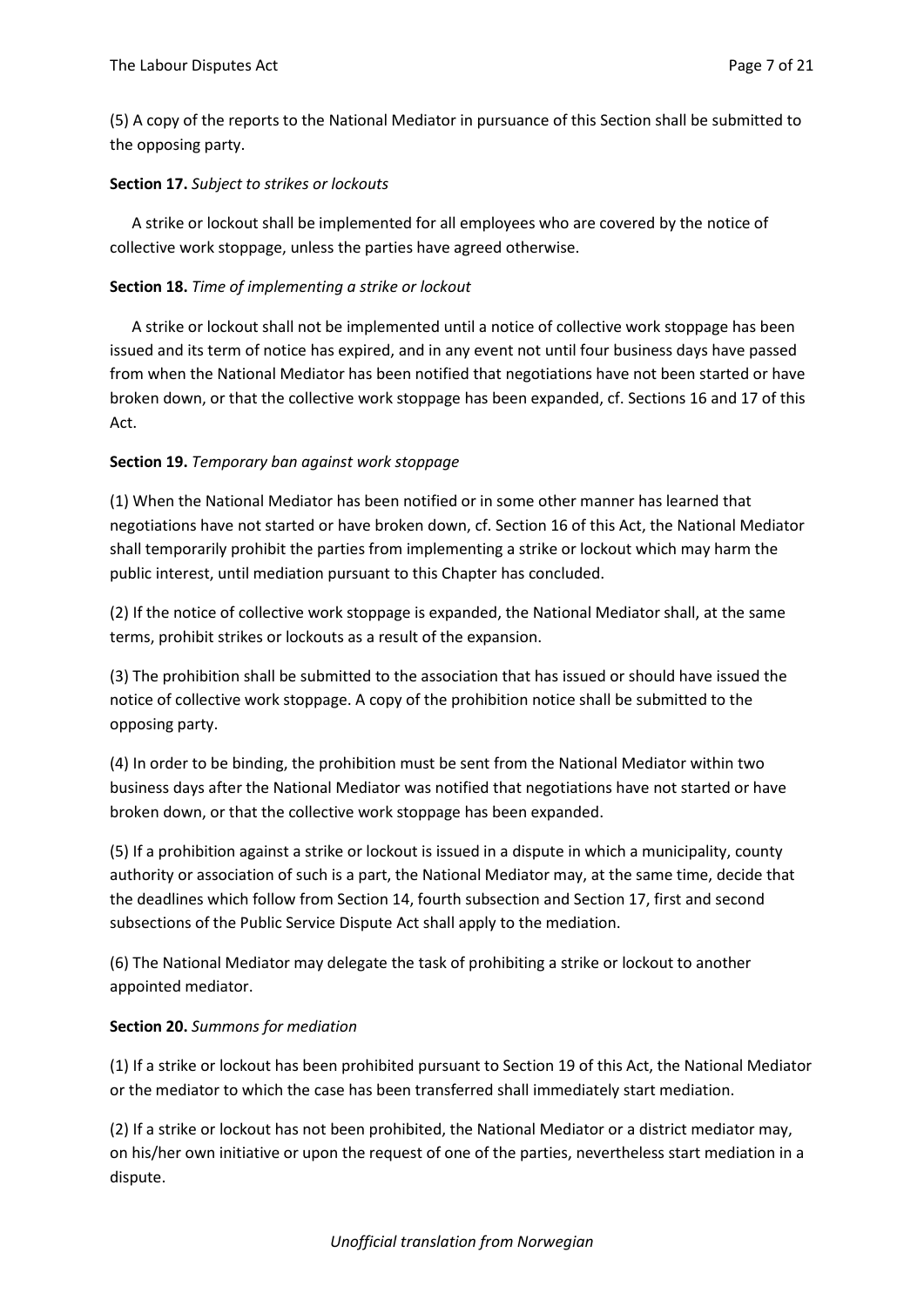(5) A copy of the reports to the National Mediator in pursuance of this Section shall be submitted to the opposing party.

**Section 17.** *Subject to strikes or lockouts*

A strike or lockout shall be implemented for all employees who are covered by the notice of collective work stoppage, unless the parties have agreed otherwise.

**Section 18.** *Time of implementing a strike or lockout*

A strike or lockout shall not be implemented until a notice of collective work stoppage has been issued and its term of notice has expired, and in any event not until four business days have passed from when the National Mediator has been notified that negotiations have not been started or have broken down, or that the collective work stoppage has been expanded, cf. Sections 16 and 17 of this Act.

**Section 19.** *Temporary ban against work stoppage*

(1) When the National Mediator has been notified or in some other manner has learned that negotiations have not started or have broken down, cf. Section 16 of this Act, the National Mediator shall temporarily prohibit the parties from implementing a strike or lockout which may harm the public interest, until mediation pursuant to this Chapter has concluded.

(2) If the notice of collective work stoppage is expanded, the National Mediator shall, at the same terms, prohibit strikes or lockouts as a result of the expansion.

(3) The prohibition shall be submitted to the association that has issued or should have issued the notice of collective work stoppage. A copy of the prohibition notice shall be submitted to the opposing party.

(4) In order to be binding, the prohibition must be sent from the National Mediator within two business days after the National Mediator was notified that negotiations have not started or have broken down, or that the collective work stoppage has been expanded.

(5) If a prohibition against a strike or lockout is issued in a dispute in which a municipality, county authority or association of such is a part, the National Mediator may, at the same time, decide that the deadlines which follow from Section 14, fourth subsection and Section 17, first and second subsections of the Public Service Dispute Act shall apply to the mediation.

(6) The National Mediator may delegate the task of prohibiting a strike or lockout to another appointed mediator.

**Section 20.** *Summons for mediation*

(1) If a strike or lockout has been prohibited pursuant to Section 19 of this Act, the National Mediator or the mediator to which the case has been transferred shall immediately start mediation.

(2) If a strike or lockout has not been prohibited, the National Mediator or a district mediator may, on his/her own initiative or upon the request of one of the parties, nevertheless start mediation in a dispute.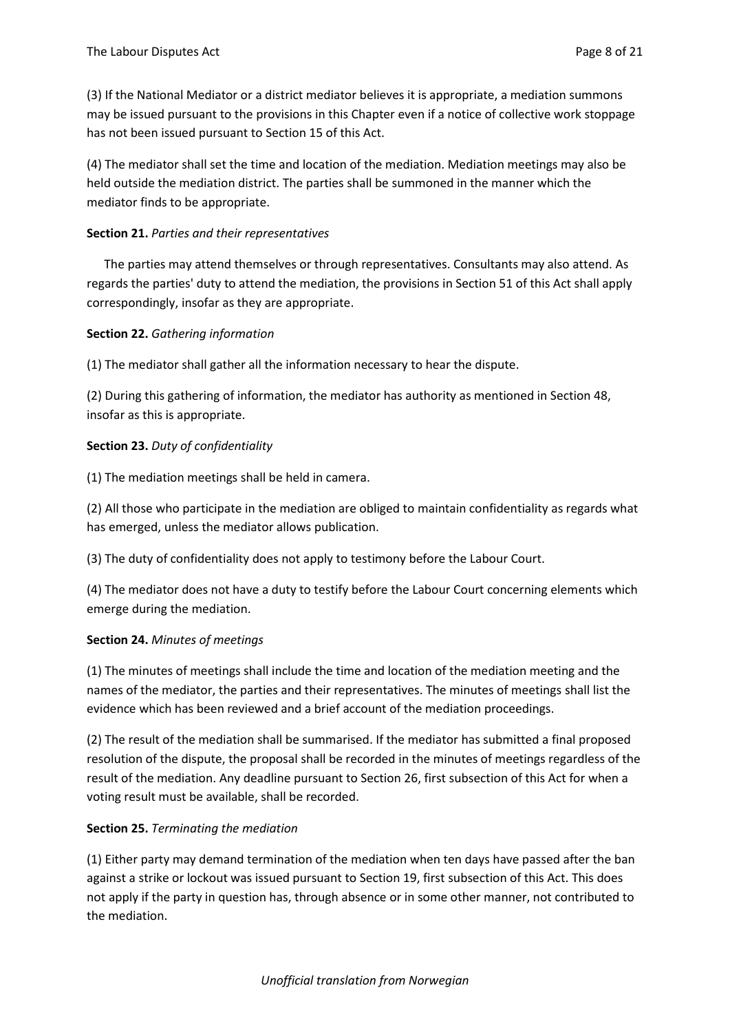(3) If the National Mediator or a district mediator believes it is appropriate, a mediation summons may be issued pursuant to the provisions in this Chapter even if a notice of collective work stoppage has not been issued pursuant to Section 15 of this Act.

(4) The mediator shall set the time and location of the mediation. Mediation meetings may also be held outside the mediation district. The parties shall be summoned in the manner which the mediator finds to be appropriate.

**Section 21.** *Parties and their representatives*

The parties may attend themselves or through representatives. Consultants may also attend. As regards the parties' duty to attend the mediation, the provisions in Section 51 of this Act shall apply correspondingly, insofar as they are appropriate.

**Section 22.** *Gathering information*

(1) The mediator shall gather all the information necessary to hear the dispute.

(2) During this gathering of information, the mediator has authority as mentioned in Section 48, insofar as this is appropriate.

**Section 23.** *Duty of confidentiality*

(1) The mediation meetings shall be held in camera.

(2) All those who participate in the mediation are obliged to maintain confidentiality as regards what has emerged, unless the mediator allows publication.

(3) The duty of confidentiality does not apply to testimony before the Labour Court.

(4) The mediator does not have a duty to testify before the Labour Court concerning elements which emerge during the mediation.

**Section 24.** *Minutes of meetings*

(1) The minutes of meetings shall include the time and location of the mediation meeting and the names of the mediator, the parties and their representatives. The minutes of meetings shall list the evidence which has been reviewed and a brief account of the mediation proceedings.

(2) The result of the mediation shall be summarised. If the mediator has submitted a final proposed resolution of the dispute, the proposal shall be recorded in the minutes of meetings regardless of the result of the mediation. Any deadline pursuant to Section 26, first subsection of this Act for when a voting result must be available, shall be recorded.

**Section 25.** *Terminating the mediation*

(1) Either party may demand termination of the mediation when ten days have passed after the ban against a strike or lockout was issued pursuant to Section 19, first subsection of this Act. This does not apply if the party in question has, through absence or in some other manner, not contributed to the mediation.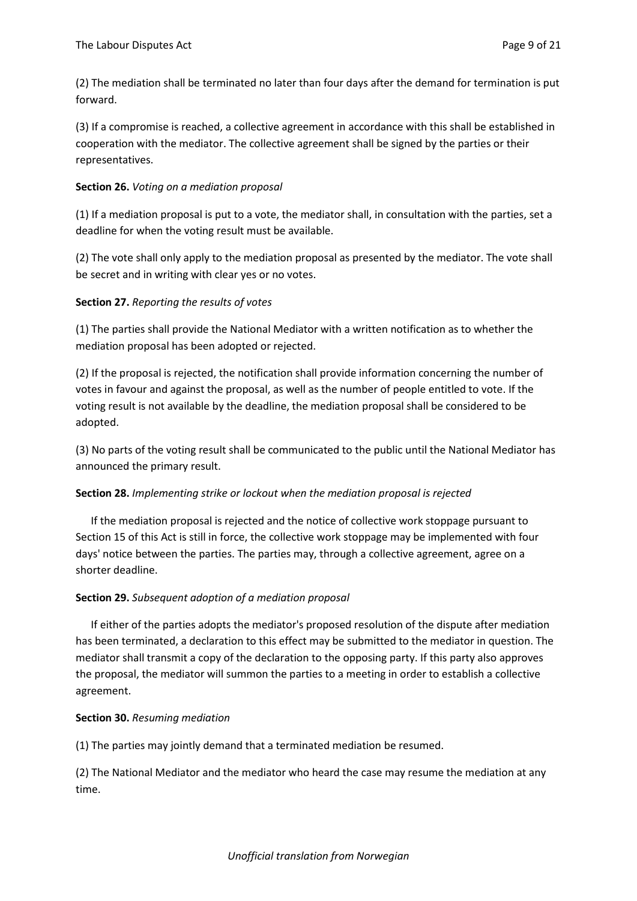(2) The mediation shall be terminated no later than four days after the demand for termination is put forward.

(3) If a compromise is reached, a collective agreement in accordance with this shall be established in cooperation with the mediator. The collective agreement shall be signed by the parties or their representatives.

**Section 26.** *Voting on a mediation proposal*

(1) If a mediation proposal is put to a vote, the mediator shall, in consultation with the parties, set a deadline for when the voting result must be available.

(2) The vote shall only apply to the mediation proposal as presented by the mediator. The vote shall be secret and in writing with clear yes or no votes.

**Section 27.** *Reporting the results of votes*

(1) The parties shall provide the National Mediator with a written notification as to whether the mediation proposal has been adopted or rejected.

(2) If the proposal is rejected, the notification shall provide information concerning the number of votes in favour and against the proposal, as well as the number of people entitled to vote. If the voting result is not available by the deadline, the mediation proposal shall be considered to be adopted.

(3) No parts of the voting result shall be communicated to the public until the National Mediator has announced the primary result.

**Section 28.** *Implementing strike or lockout when the mediation proposal is rejected*

If the mediation proposal is rejected and the notice of collective work stoppage pursuant to Section 15 of this Act is still in force, the collective work stoppage may be implemented with four days' notice between the parties. The parties may, through a collective agreement, agree on a shorter deadline.

**Section 29.** *Subsequent adoption of a mediation proposal*

If either of the parties adopts the mediator's proposed resolution of the dispute after mediation has been terminated, a declaration to this effect may be submitted to the mediator in question. The mediator shall transmit a copy of the declaration to the opposing party. If this party also approves the proposal, the mediator will summon the parties to a meeting in order to establish a collective agreement.

**Section 30.** *Resuming mediation*

(1) The parties may jointly demand that a terminated mediation be resumed.

(2) The National Mediator and the mediator who heard the case may resume the mediation at any time.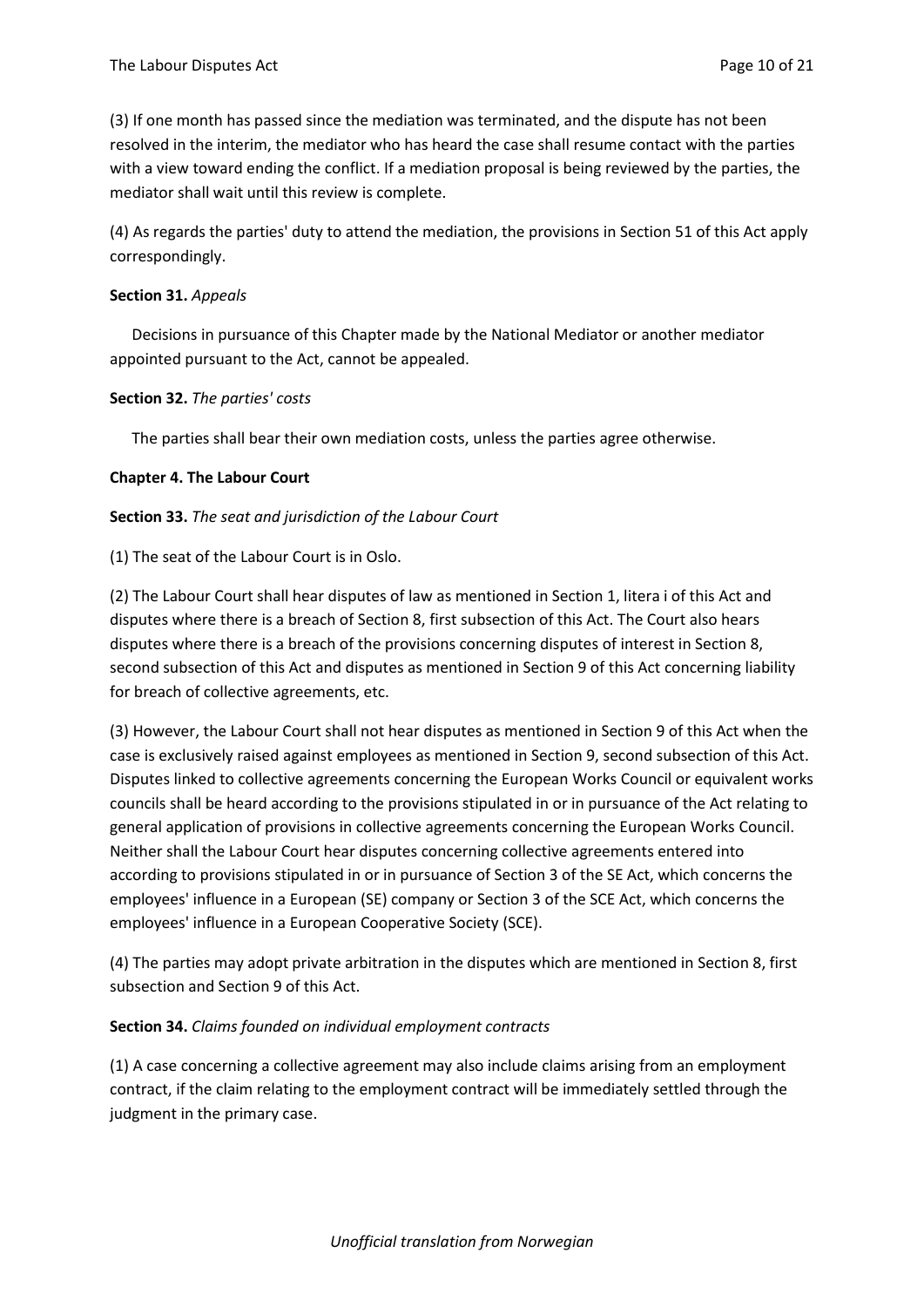(3) If one month has passed since the mediation was terminated, and the dispute has not been resolved in the interim, the mediator who has heard the case shall resume contact with the parties with a view toward ending the conflict. If a mediation proposal is being reviewed by the parties, the mediator shall wait until this review is complete.

(4) As regards the parties' duty to attend the mediation, the provisions in Section 51 of this Act apply correspondingly.

**Section 31.** *Appeals*

Decisions in pursuance of this Chapter made by the National Mediator or another mediator appointed pursuant to the Act, cannot be appealed.

**Section 32.** *The parties' costs*

The parties shall bear their own mediation costs, unless the parties agree otherwise.

## Chapter 4. The Labour Court

**Section 33.** *The seat and jurisdiction of the Labour Court*

(1) The seat of the Labour Court is in Oslo.

(2) The Labour Court shall hear disputes of law as mentioned in Section 1, litera i of this Act and disputes where there is a breach of Section 8, first subsection of this Act. The Court also hears disputes where there is a breach of the provisions concerning disputes of interest in Section 8, second subsection of this Act and disputes as mentioned in Section 9 of this Act concerning liability for breach of collective agreements, etc.

(3) However, the Labour Court shall not hear disputes as mentioned in Section 9 of this Act when the case is exclusively raised against employees as mentioned in Section 9, second subsection of this Act. Disputes linked to collective agreements concerning the European Works Council or equivalent works councils shall be heard according to the provisions stipulated in or in pursuance of the Act relating to general application of provisions in collective agreements concerning the European Works Council. Neither shall the Labour Court hear disputes concerning collective agreements entered into according to provisions stipulated in or in pursuance of Section 3 of the SE Act, which concerns the employees' influence in a European (SE) company or Section 3 of the SCE Act, which concerns the employees' influence in a European Cooperative Society (SCE).

(4) The parties may adopt private arbitration in the disputes which are mentioned in Section 8, first subsection and Section 9 of this Act.

**Section 34.** *Claims founded on individual employment contracts*

(1) A case concerning a collective agreement may also include claims arising from an employment contract, if the claim relating to the employment contract will be immediately settled through the judgment in the primary case.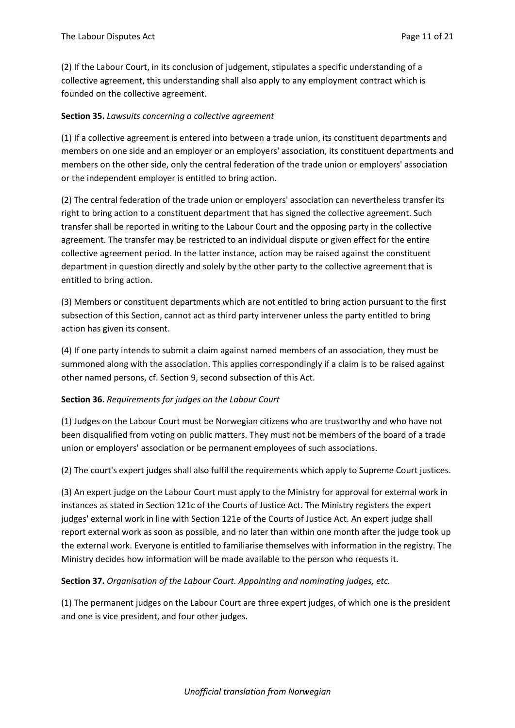(2) If the Labour Court, in its conclusion of judgement, stipulates a specific understanding of a collective agreement, this understanding shall also apply to any employment contract which is founded on the collective agreement.

**Section 35.** *Lawsuits concerning a collective agreement*

(1) If a collective agreement is entered into between a trade union, its constituent departments and members on one side and an employer or an employers' association, its constituent departments and members on the other side, only the central federation of the trade union or employers' association or the independent employer is entitled to bring action.

(2) The central federation of the trade union or employers' association can nevertheless transfer its right to bring action to a constituent department that has signed the collective agreement. Such transfer shall be reported in writing to the Labour Court and the opposing party in the collective agreement. The transfer may be restricted to an individual dispute or given effect for the entire collective agreement period. In the latter instance, action may be raised against the constituent department in question directly and solely by the other party to the collective agreement that is entitled to bring action.

(3) Members or constituent departments which are not entitled to bring action pursuant to the first subsection of this Section, cannot act as third party intervener unless the party entitled to bring action has given its consent.

(4) If one party intends to submit a claim against named members of an association, they must be summoned along with the association. This applies correspondingly if a claim is to be raised against other named persons, cf. Section 9, second subsection of this Act.

**Section 36.** *Requirements for judges on the Labour Court*

(1) Judges on the Labour Court must be Norwegian citizens who are trustworthy and who have not been disqualified from voting on public matters. They must not be members of the board of a trade union or employers' association or be permanent employees of such associations.

(2) The court's expert judges shall also fulfil the requirements which apply to Supreme Court justices.

(3) An expert judge on the Labour Court must apply to the Ministry for approval for external work in instances as stated in Section 121c of the Courts of Justice Act. The Ministry registers the expert judges' external work in line with Section 121e of the Courts of Justice Act. An expert judge shall report external work as soon as possible, and no later than within one month after the judge took up the external work. Everyone is entitled to familiarise themselves with information in the registry. The Ministry decides how information will be made available to the person who requests it.

**Section 37.** *Organisation of the Labour Court. Appointing and nominating judges, etc.*

(1) The permanent judges on the Labour Court are three expert judges, of which one is the president and one is vice president, and four other judges.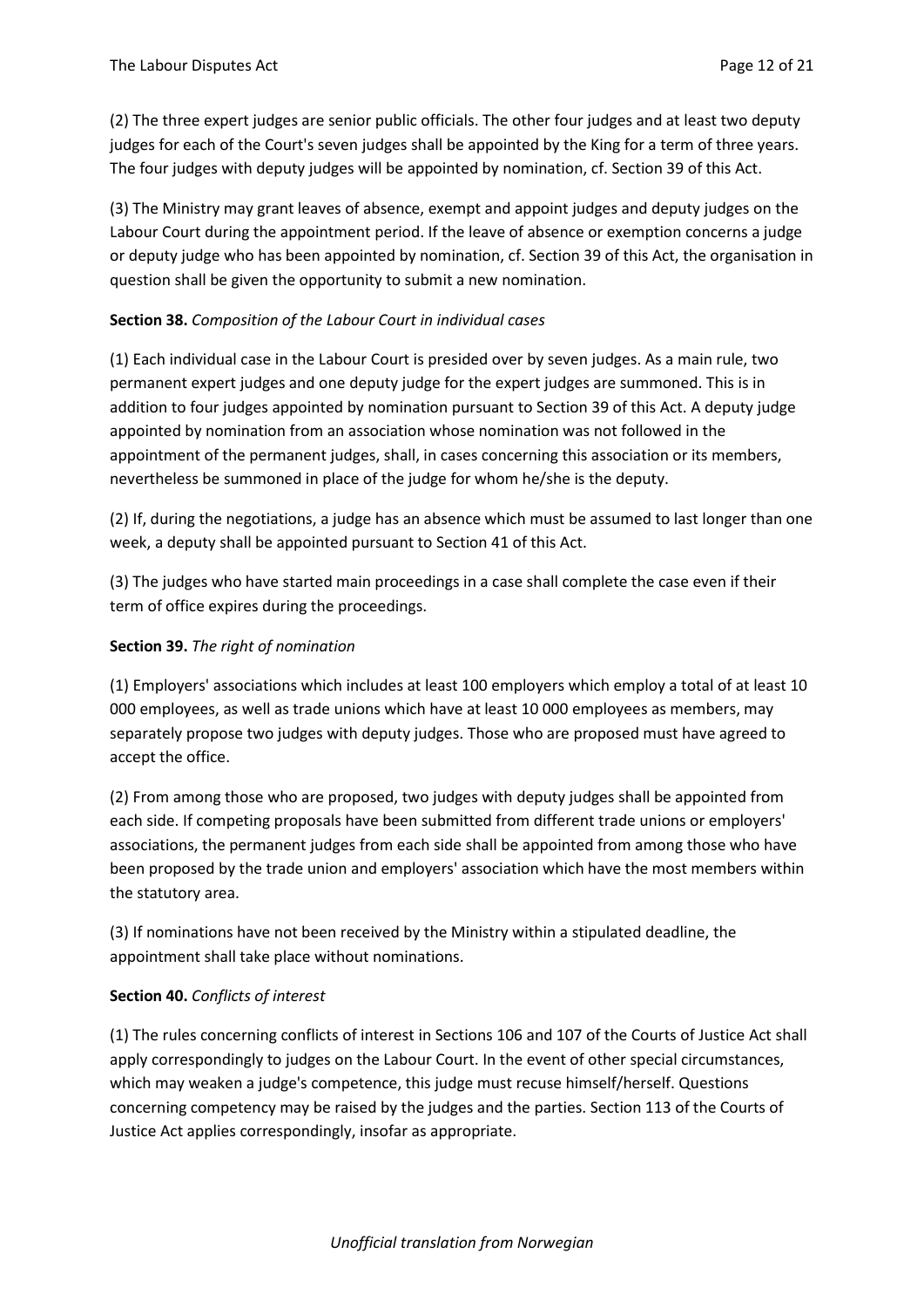(2) The three expert judges are senior public officials. The other four judges and at least two deputy judges for each of the Court's seven judges shall be appointed by the King for a term of three years. The four judges with deputy judges will be appointed by nomination, cf. Section 39 of this Act.

(3) The Ministry may grant leaves of absence, exempt and appoint judges and deputy judges on the Labour Court during the appointment period. If the leave of absence or exemption concerns a judge or deputy judge who has been appointed by nomination, cf. Section 39 of this Act, the organisation in question shall be given the opportunity to submit a new nomination.

**Section 38.** *Composition of the Labour Court in individual cases*

(1) Each individual case in the Labour Court is presided over by seven judges. As a main rule, two permanent expert judges and one deputy judge for the expert judges are summoned. This is in addition to four judges appointed by nomination pursuant to Section 39 of this Act. A deputy judge appointed by nomination from an association whose nomination was not followed in the appointment of the permanent judges, shall, in cases concerning this association or its members, nevertheless be summoned in place of the judge for whom he/she is the deputy.

(2) If, during the negotiations, a judge has an absence which must be assumed to last longer than one week, a deputy shall be appointed pursuant to Section 41 of this Act.

(3) The judges who have started main proceedings in a case shall complete the case even if their term of office expires during the proceedings.

**Section 39.** *The right of nomination*

(1) Employers' associations which includes at least 100 employers which employ a total of at least 10 000 employees, as well as trade unions which have at least 10 000 employees as members, may separately propose two judges with deputy judges. Those who are proposed must have agreed to accept the office.

(2) From among those who are proposed, two judges with deputy judges shall be appointed from each side. If competing proposals have been submitted from different trade unions or employers' associations, the permanent judges from each side shall be appointed from among those who have been proposed by the trade union and employers' association which have the most members within the statutory area.

(3) If nominations have not been received by the Ministry within a stipulated deadline, the appointment shall take place without nominations.

**Section 40.** *Conflicts of interest*

(1) The rules concerning conflicts of interest in Sections 106 and 107 of the Courts of Justice Act shall apply correspondingly to judges on the Labour Court. In the event of other special circumstances, which may weaken a judge's competence, this judge must recuse himself/herself. Questions concerning competency may be raised by the judges and the parties. Section 113 of the Courts of Justice Act applies correspondingly, insofar as appropriate.

*Unofficial translation from Norwegian*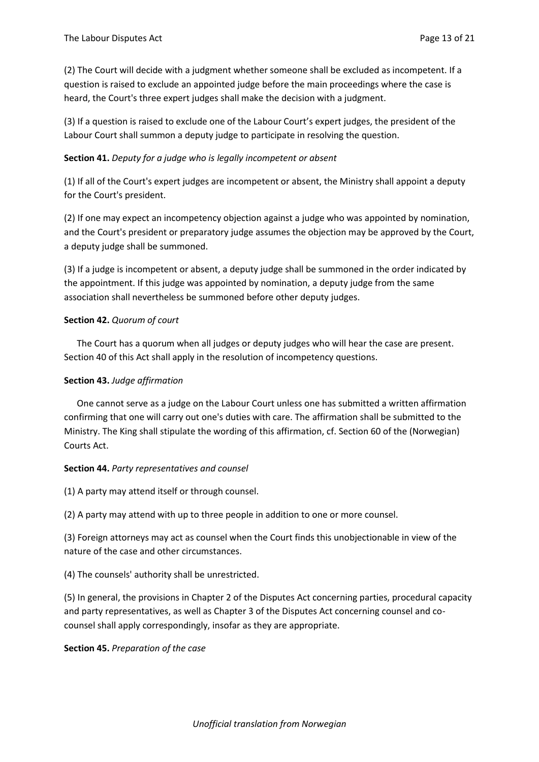(2) The Court will decide with a judgment whether someone shall be excluded as incompetent. If a question is raised to exclude an appointed judge before the main proceedings where the case is heard, the Court's three expert judges shall make the decision with a judgment.

(3) If a question is raised to exclude one of the Labour Court's expert judges, the president of the Labour Court shall summon a deputy judge to participate in resolving the question.

**Section 41.** *Deputy for a judge who is legally incompetent or absent*

(1) If all of the Court's expert judges are incompetent or absent, the Ministry shall appoint a deputy for the Court's president.

(2) If one may expect an incompetency objection against a judge who was appointed by nomination, and the Court's president or preparatory judge assumes the objection may be approved by the Court, a deputy judge shall be summoned.

(3) If a judge is incompetent or absent, a deputy judge shall be summoned in the order indicated by the appointment. If this judge was appointed by nomination, a deputy judge from the same association shall nevertheless be summoned before other deputy judges.

**Section 42.** *Quorum of court*

The Court has a quorum when all judges or deputy judges who will hear the case are present. Section 40 of this Act shall apply in the resolution of incompetency questions.

**Section 43.** *Judge affirmation*

One cannot serve as a judge on the Labour Court unless one has submitted a written affirmation confirming that one will carry out one's duties with care. The affirmation shall be submitted to the Ministry. The King shall stipulate the wording of this affirmation, cf. Section 60 of the (Norwegian) Courts Act.

**Section 44.** *Party representatives and counsel*

(1) A party may attend itself or through counsel.

(2) A party may attend with up to three people in addition to one or more counsel.

(3) Foreign attorneys may act as counsel when the Court finds this unobjectionable in view of the nature of the case and other circumstances.

(4) The counsels' authority shall be unrestricted.

(5) In general, the provisions in Chapter 2 of the Disputes Act concerning parties, procedural capacity and party representatives, as well as Chapter 3 of the Disputes Act concerning counsel and co-counsel shall apply correspondingly, insofar as they are appropriate.

**Section 45.** *Preparation of the case*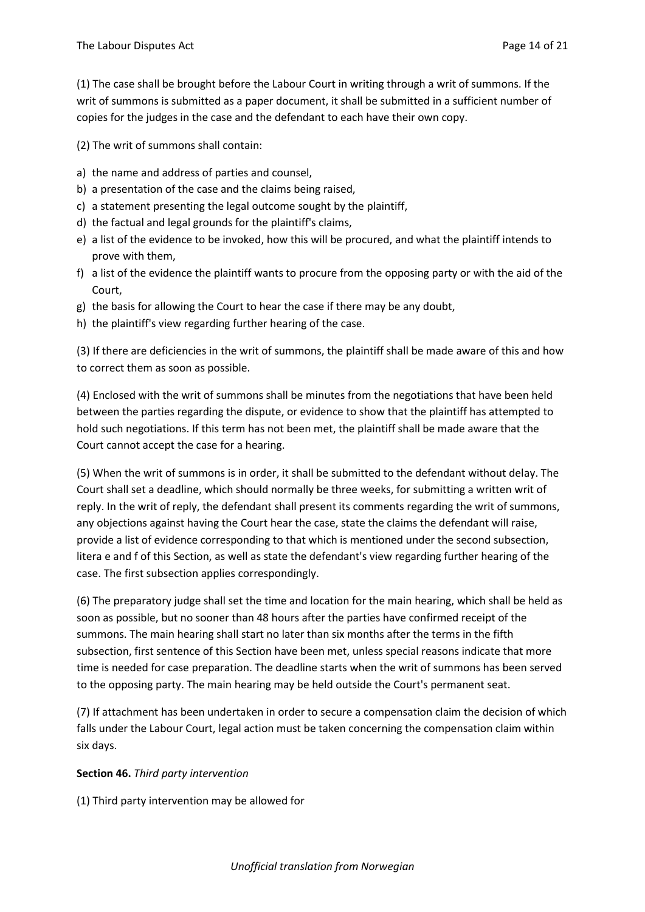(1) The case shall be brought before the Labour Court in writing through a writ of summons. If the writ of summons is submitted as a paper document, it shall be submitted in a sufficient number of copies for the judges in the case and the defendant to each have their own copy.

(2) The writ of summons shall contain:

a) the name and address of parties and counsel,
b) a presentation of the case and the claims being raised,
c) a statement presenting the legal outcome sought by the plaintiff,
d) the factual and legal grounds for the plaintiff's claims,
e) a list of the evidence to be invoked, how this will be procured, and what the plaintiff intends to prove with them,
f) a list of the evidence the plaintiff wants to procure from the opposing party or with the aid of the Court,
g) the basis for allowing the Court to hear the case if there may be any doubt,
h) the plaintiff's view regarding further hearing of the case.

(3) If there are deficiencies in the writ of summons, the plaintiff shall be made aware of this and how to correct them as soon as possible.

(4) Enclosed with the writ of summons shall be minutes from the negotiations that have been held between the parties regarding the dispute, or evidence to show that the plaintiff has attempted to hold such negotiations. If this term has not been met, the plaintiff shall be made aware that the Court cannot accept the case for a hearing.

(5) When the writ of summons is in order, it shall be submitted to the defendant without delay. The Court shall set a deadline, which should normally be three weeks, for submitting a written writ of reply. In the writ of reply, the defendant shall present its comments regarding the writ of summons, any objections against having the Court hear the case, state the claims the defendant will raise, provide a list of evidence corresponding to that which is mentioned under the second subsection, litera e and f of this Section, as well as state the defendant's view regarding further hearing of the case. The first subsection applies correspondingly.

(6) The preparatory judge shall set the time and location for the main hearing, which shall be held as soon as possible, but no sooner than 48 hours after the parties have confirmed receipt of the summons. The main hearing shall start no later than six months after the terms in the fifth subsection, first sentence of this Section have been met, unless special reasons indicate that more time is needed for case preparation. The deadline starts when the writ of summons has been served to the opposing party. The main hearing may be held outside the Court's permanent seat.

(7) If attachment has been undertaken in order to secure a compensation claim the decision of which falls under the Labour Court, legal action must be taken concerning the compensation claim within six days.

**Section 46.** *Third party intervention*

(1) Third party intervention may be allowed for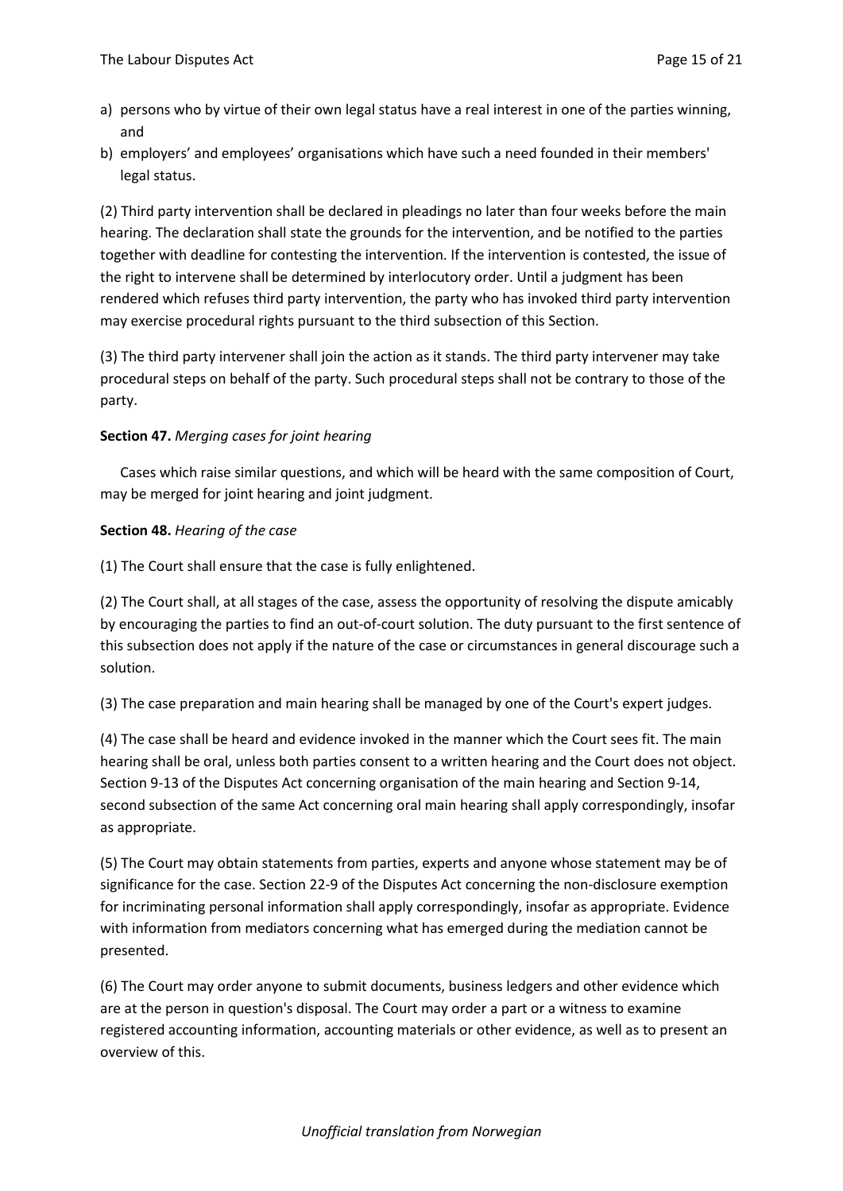a) persons who by virtue of their own legal status have a real interest in one of the parties winning, and
b) employers' and employees' organisations which have such a need founded in their members' legal status.

(2) Third party intervention shall be declared in pleadings no later than four weeks before the main hearing. The declaration shall state the grounds for the intervention, and be notified to the parties together with deadline for contesting the intervention. If the intervention is contested, the issue of the right to intervene shall be determined by interlocutory order. Until a judgment has been rendered which refuses third party intervention, the party who has invoked third party intervention may exercise procedural rights pursuant to the third subsection of this Section.

(3) The third party intervener shall join the action as it stands. The third party intervener may take procedural steps on behalf of the party. Such procedural steps shall not be contrary to those of the party.

**Section 47.** *Merging cases for joint hearing*

Cases which raise similar questions, and which will be heard with the same composition of Court, may be merged for joint hearing and joint judgment.

**Section 48.** *Hearing of the case*

(1) The Court shall ensure that the case is fully enlightened.

(2) The Court shall, at all stages of the case, assess the opportunity of resolving the dispute amicably by encouraging the parties to find an out-of-court solution. The duty pursuant to the first sentence of this subsection does not apply if the nature of the case or circumstances in general discourage such a solution.

(3) The case preparation and main hearing shall be managed by one of the Court's expert judges.

(4) The case shall be heard and evidence invoked in the manner which the Court sees fit. The main hearing shall be oral, unless both parties consent to a written hearing and the Court does not object. Section 9-13 of the Disputes Act concerning organisation of the main hearing and Section 9-14, second subsection of the same Act concerning oral main hearing shall apply correspondingly, insofar as appropriate.

(5) The Court may obtain statements from parties, experts and anyone whose statement may be of significance for the case. Section 22-9 of the Disputes Act concerning the non-disclosure exemption for incriminating personal information shall apply correspondingly, insofar as appropriate. Evidence with information from mediators concerning what has emerged during the mediation cannot be presented.

(6) The Court may order anyone to submit documents, business ledgers and other evidence which are at the person in question's disposal. The Court may order a part or a witness to examine registered accounting information, accounting materials or other evidence, as well as to present an overview of this.

*Unofficial translation from Norwegian*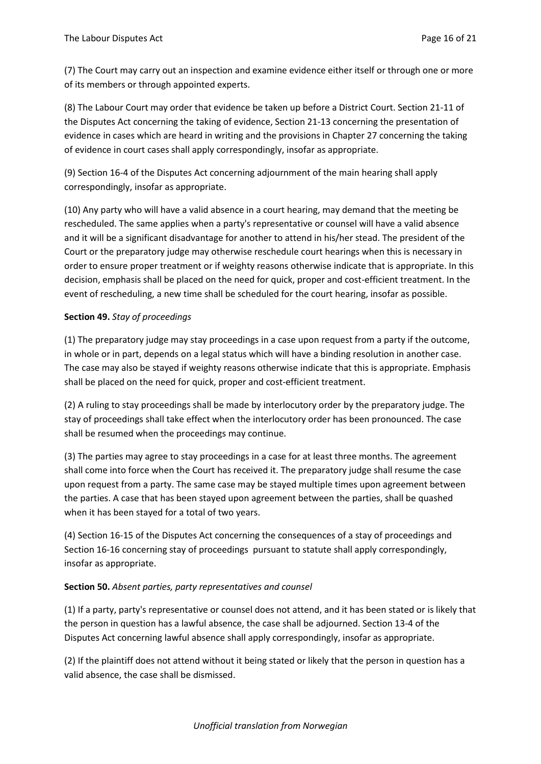(7) The Court may carry out an inspection and examine evidence either itself or through one or more of its members or through appointed experts.

(8) The Labour Court may order that evidence be taken up before a District Court. Section 21-11 of the Disputes Act concerning the taking of evidence, Section 21-13 concerning the presentation of evidence in cases which are heard in writing and the provisions in Chapter 27 concerning the taking of evidence in court cases shall apply correspondingly, insofar as appropriate.

(9) Section 16-4 of the Disputes Act concerning adjournment of the main hearing shall apply correspondingly, insofar as appropriate.

(10) Any party who will have a valid absence in a court hearing, may demand that the meeting be rescheduled. The same applies when a party's representative or counsel will have a valid absence and it will be a significant disadvantage for another to attend in his/her stead. The president of the Court or the preparatory judge may otherwise reschedule court hearings when this is necessary in order to ensure proper treatment or if weighty reasons otherwise indicate that is appropriate. In this decision, emphasis shall be placed on the need for quick, proper and cost-efficient treatment. In the event of rescheduling, a new time shall be scheduled for the court hearing, insofar as possible.

**Section 49.** *Stay of proceedings*

(1) The preparatory judge may stay proceedings in a case upon request from a party if the outcome, in whole or in part, depends on a legal status which will have a binding resolution in another case. The case may also be stayed if weighty reasons otherwise indicate that this is appropriate. Emphasis shall be placed on the need for quick, proper and cost-efficient treatment.

(2) A ruling to stay proceedings shall be made by interlocutory order by the preparatory judge. The stay of proceedings shall take effect when the interlocutory order has been pronounced. The case shall be resumed when the proceedings may continue.

(3) The parties may agree to stay proceedings in a case for at least three months. The agreement shall come into force when the Court has received it. The preparatory judge shall resume the case upon request from a party. The same case may be stayed multiple times upon agreement between the parties. A case that has been stayed upon agreement between the parties, shall be quashed when it has been stayed for a total of two years.

(4) Section 16-15 of the Disputes Act concerning the consequences of a stay of proceedings and Section 16-16 concerning stay of proceedings pursuant to statute shall apply correspondingly, insofar as appropriate.

**Section 50.** *Absent parties, party representatives and counsel*

(1) If a party, party's representative or counsel does not attend, and it has been stated or is likely that the person in question has a lawful absence, the case shall be adjourned. Section 13-4 of the Disputes Act concerning lawful absence shall apply correspondingly, insofar as appropriate.

(2) If the plaintiff does not attend without it being stated or likely that the person in question has a valid absence, the case shall be dismissed.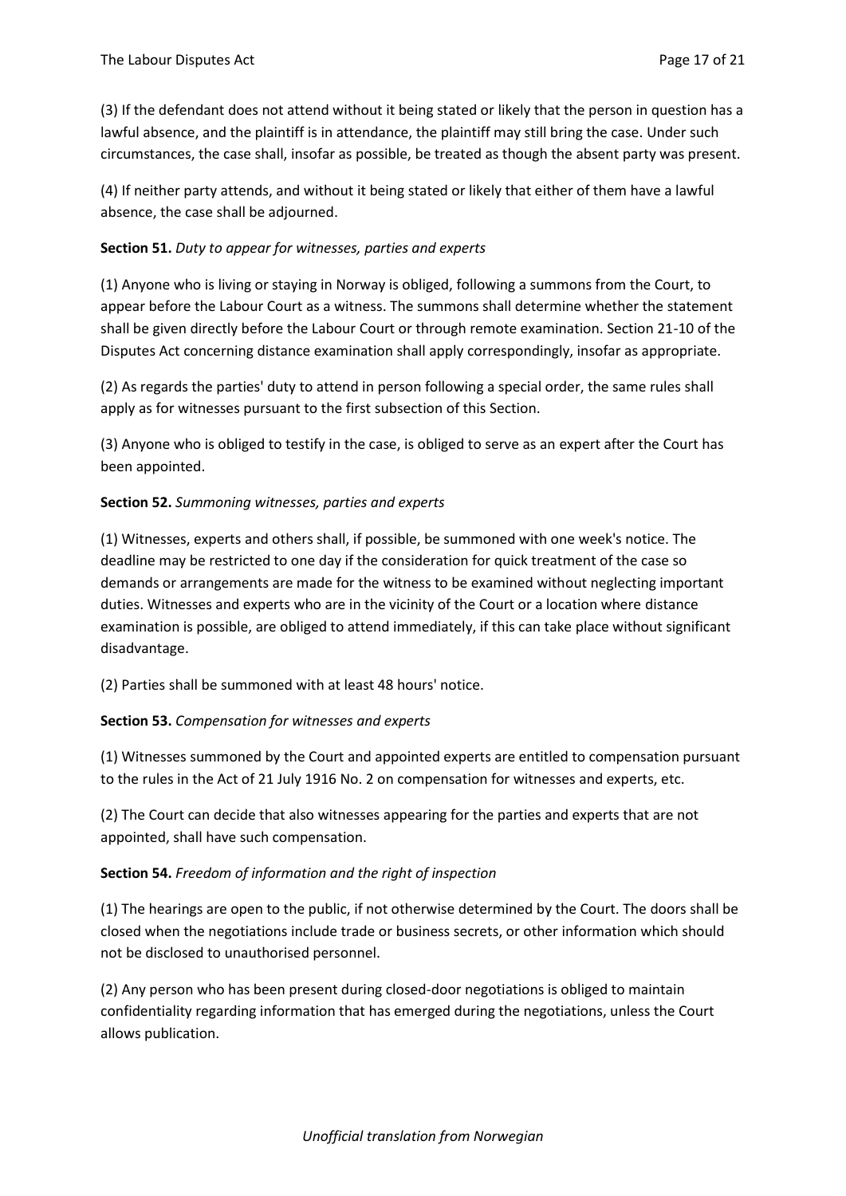(3) If the defendant does not attend without it being stated or likely that the person in question has a lawful absence, and the plaintiff is in attendance, the plaintiff may still bring the case. Under such circumstances, the case shall, insofar as possible, be treated as though the absent party was present.

(4) If neither party attends, and without it being stated or likely that either of them have a lawful absence, the case shall be adjourned.

**Section 51.** *Duty to appear for witnesses, parties and experts*

(1) Anyone who is living or staying in Norway is obliged, following a summons from the Court, to appear before the Labour Court as a witness. The summons shall determine whether the statement shall be given directly before the Labour Court or through remote examination. Section 21-10 of the Disputes Act concerning distance examination shall apply correspondingly, insofar as appropriate.

(2) As regards the parties' duty to attend in person following a special order, the same rules shall apply as for witnesses pursuant to the first subsection of this Section.

(3) Anyone who is obliged to testify in the case, is obliged to serve as an expert after the Court has been appointed.

**Section 52.** *Summoning witnesses, parties and experts*

(1) Witnesses, experts and others shall, if possible, be summoned with one week's notice. The deadline may be restricted to one day if the consideration for quick treatment of the case so demands or arrangements are made for the witness to be examined without neglecting important duties. Witnesses and experts who are in the vicinity of the Court or a location where distance examination is possible, are obliged to attend immediately, if this can take place without significant disadvantage.

(2) Parties shall be summoned with at least 48 hours' notice.

**Section 53.** *Compensation for witnesses and experts*

(1) Witnesses summoned by the Court and appointed experts are entitled to compensation pursuant to the rules in the Act of 21 July 1916 No. 2 on compensation for witnesses and experts, etc.

(2) The Court can decide that also witnesses appearing for the parties and experts that are not appointed, shall have such compensation.

**Section 54.** *Freedom of information and the right of inspection*

(1) The hearings are open to the public, if not otherwise determined by the Court. The doors shall be closed when the negotiations include trade or business secrets, or other information which should not be disclosed to unauthorised personnel.

(2) Any person who has been present during closed-door negotiations is obliged to maintain confidentiality regarding information that has emerged during the negotiations, unless the Court allows publication.

*Unofficial translation from Norwegian*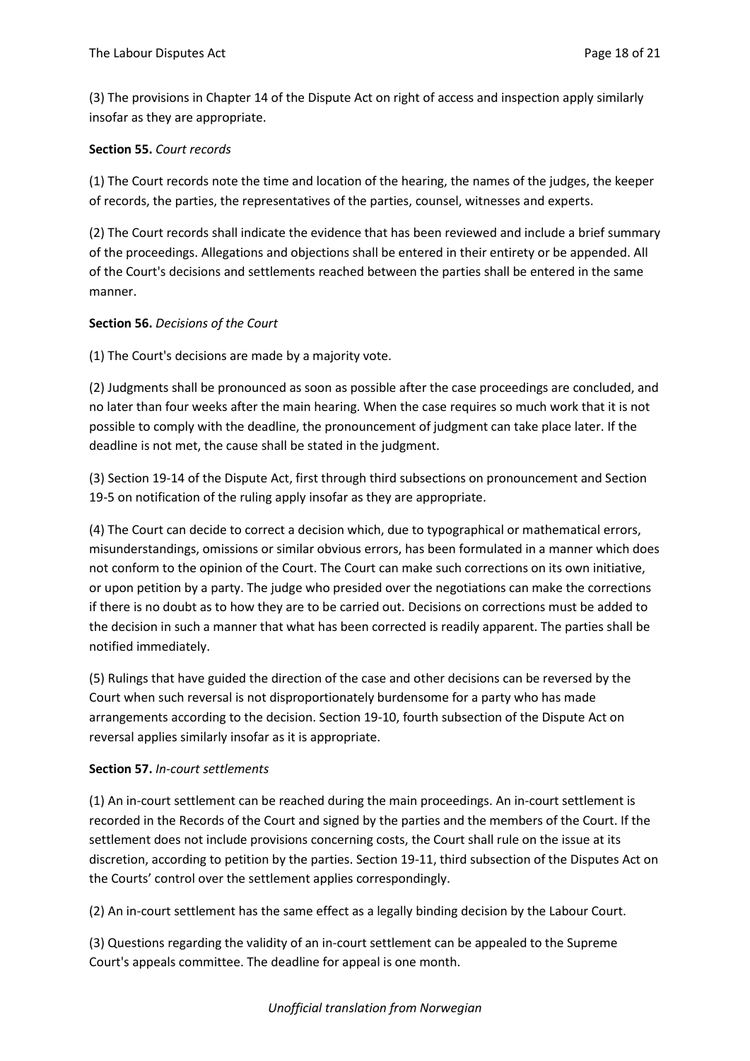(3) The provisions in Chapter 14 of the Dispute Act on right of access and inspection apply similarly insofar as they are appropriate.

**Section 55.** *Court records*

(1) The Court records note the time and location of the hearing, the names of the judges, the keeper of records, the parties, the representatives of the parties, counsel, witnesses and experts.

(2) The Court records shall indicate the evidence that has been reviewed and include a brief summary of the proceedings. Allegations and objections shall be entered in their entirety or be appended. All of the Court's decisions and settlements reached between the parties shall be entered in the same manner.

**Section 56.** *Decisions of the Court*

(1) The Court's decisions are made by a majority vote.

(2) Judgments shall be pronounced as soon as possible after the case proceedings are concluded, and no later than four weeks after the main hearing. When the case requires so much work that it is not possible to comply with the deadline, the pronouncement of judgment can take place later. If the deadline is not met, the cause shall be stated in the judgment.

(3) Section 19-14 of the Dispute Act, first through third subsections on pronouncement and Section 19-5 on notification of the ruling apply insofar as they are appropriate.

(4) The Court can decide to correct a decision which, due to typographical or mathematical errors, misunderstandings, omissions or similar obvious errors, has been formulated in a manner which does not conform to the opinion of the Court. The Court can make such corrections on its own initiative, or upon petition by a party. The judge who presided over the negotiations can make the corrections if there is no doubt as to how they are to be carried out. Decisions on corrections must be added to the decision in such a manner that what has been corrected is readily apparent. The parties shall be notified immediately.

(5) Rulings that have guided the direction of the case and other decisions can be reversed by the Court when such reversal is not disproportionately burdensome for a party who has made arrangements according to the decision. Section 19-10, fourth subsection of the Dispute Act on reversal applies similarly insofar as it is appropriate.

**Section 57.** *In-court settlements*

(1) An in-court settlement can be reached during the main proceedings. An in-court settlement is recorded in the Records of the Court and signed by the parties and the members of the Court. If the settlement does not include provisions concerning costs, the Court shall rule on the issue at its discretion, according to petition by the parties. Section 19-11, third subsection of the Disputes Act on the Courts' control over the settlement applies correspondingly.

(2) An in-court settlement has the same effect as a legally binding decision by the Labour Court.

(3) Questions regarding the validity of an in-court settlement can be appealed to the Supreme Court's appeals committee. The deadline for appeal is one month.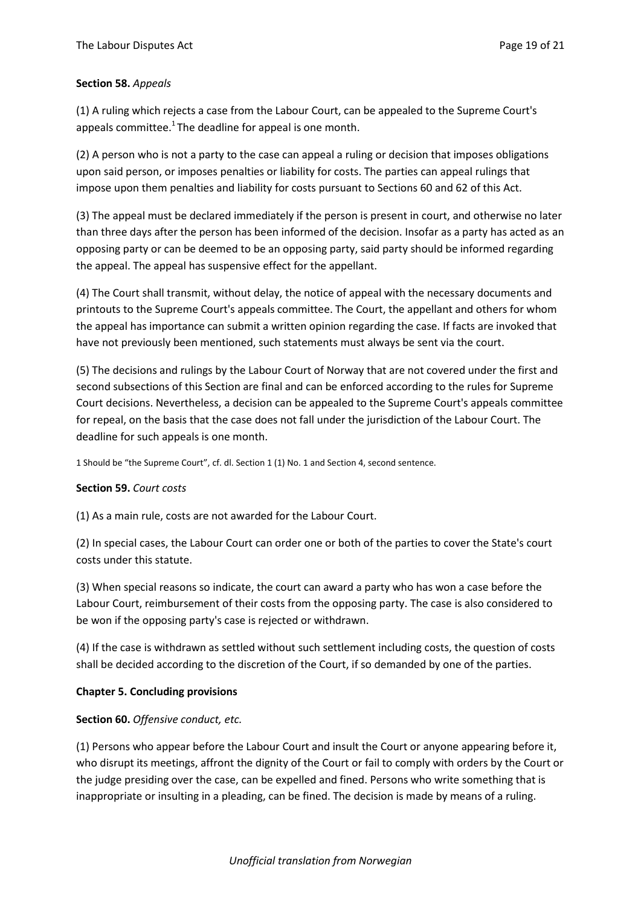**Section 58.** *Appeals*

(1) A ruling which rejects a case from the Labour Court, can be appealed to the Supreme Court's appeals committee.[1] The deadline for appeal is one month.

(2) A person who is not a party to the case can appeal a ruling or decision that imposes obligations upon said person, or imposes penalties or liability for costs. The parties can appeal rulings that impose upon them penalties and liability for costs pursuant to Sections 60 and 62 of this Act.

(3) The appeal must be declared immediately if the person is present in court, and otherwise no later than three days after the person has been informed of the decision. Insofar as a party has acted as an opposing party or can be deemed to be an opposing party, said party should be informed regarding the appeal. The appeal has suspensive effect for the appellant.

(4) The Court shall transmit, without delay, the notice of appeal with the necessary documents and printouts to the Supreme Court's appeals committee. The Court, the appellant and others for whom the appeal has importance can submit a written opinion regarding the case. If facts are invoked that have not previously been mentioned, such statements must always be sent via the court.

(5) The decisions and rulings by the Labour Court of Norway that are not covered under the first and second subsections of this Section are final and can be enforced according to the rules for Supreme Court decisions. Nevertheless, a decision can be appealed to the Supreme Court's appeals committee for repeal, on the basis that the case does not fall under the jurisdiction of the Labour Court. The deadline for such appeals is one month.

1 Should be "the Supreme Court", cf. dl. Section 1 (1) No. 1 and Section 4, second sentence.

**Section 59.** *Court costs*

(1) As a main rule, costs are not awarded for the Labour Court.

(2) In special cases, the Labour Court can order one or both of the parties to cover the State's court costs under this statute.

(3) When special reasons so indicate, the court can award a party who has won a case before the Labour Court, reimbursement of their costs from the opposing party. The case is also considered to be won if the opposing party's case is rejected or withdrawn.

(4) If the case is withdrawn as settled without such settlement including costs, the question of costs shall be decided according to the discretion of the Court, if so demanded by one of the parties.

## Chapter 5. Concluding provisions

**Section 60.** *Offensive conduct, etc.*

(1) Persons who appear before the Labour Court and insult the Court or anyone appearing before it, who disrupt its meetings, affront the dignity of the Court or fail to comply with orders by the Court or the judge presiding over the case, can be expelled and fined. Persons who write something that is inappropriate or insulting in a pleading, can be fined. The decision is made by means of a ruling.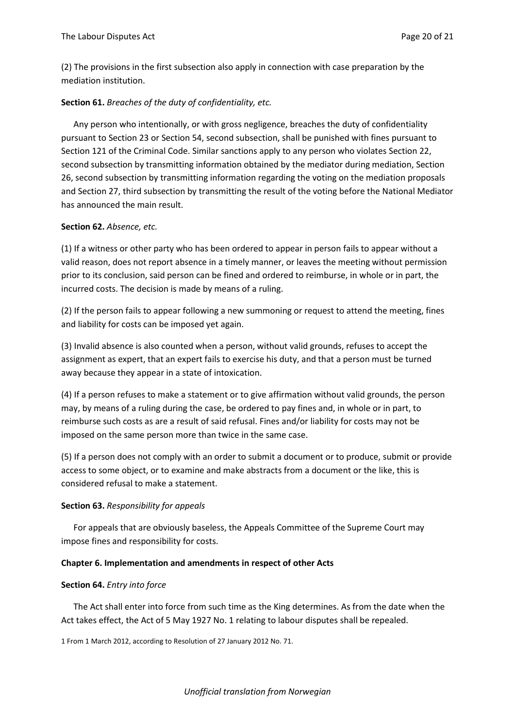(2) The provisions in the first subsection also apply in connection with case preparation by the mediation institution.

**Section 61.** *Breaches of the duty of confidentiality, etc.*

Any person who intentionally, or with gross negligence, breaches the duty of confidentiality pursuant to Section 23 or Section 54, second subsection, shall be punished with fines pursuant to Section 121 of the Criminal Code. Similar sanctions apply to any person who violates Section 22, second subsection by transmitting information obtained by the mediator during mediation, Section 26, second subsection by transmitting information regarding the voting on the mediation proposals and Section 27, third subsection by transmitting the result of the voting before the National Mediator has announced the main result.

**Section 62.** *Absence, etc.*

(1) If a witness or other party who has been ordered to appear in person fails to appear without a valid reason, does not report absence in a timely manner, or leaves the meeting without permission prior to its conclusion, said person can be fined and ordered to reimburse, in whole or in part, the incurred costs. The decision is made by means of a ruling.

(2) If the person fails to appear following a new summoning or request to attend the meeting, fines and liability for costs can be imposed yet again.

(3) Invalid absence is also counted when a person, without valid grounds, refuses to accept the assignment as expert, that an expert fails to exercise his duty, and that a person must be turned away because they appear in a state of intoxication.

(4) If a person refuses to make a statement or to give affirmation without valid grounds, the person may, by means of a ruling during the case, be ordered to pay fines and, in whole or in part, to reimburse such costs as are a result of said refusal. Fines and/or liability for costs may not be imposed on the same person more than twice in the same case.

(5) If a person does not comply with an order to submit a document or to produce, submit or provide access to some object, or to examine and make abstracts from a document or the like, this is considered refusal to make a statement.

**Section 63.** *Responsibility for appeals*

For appeals that are obviously baseless, the Appeals Committee of the Supreme Court may impose fines and responsibility for costs.

**Chapter 6. Implementation and amendments in respect of other Acts**

**Section 64.** *Entry into force*

The Act shall enter into force from such time as the King determines. As from the date when the Act takes effect, the Act of 5 May 1927 No. 1 relating to labour disputes shall be repealed.

1 From 1 March 2012, according to Resolution of 27 January 2012 No. 71.

*Unofficial translation from Norwegian*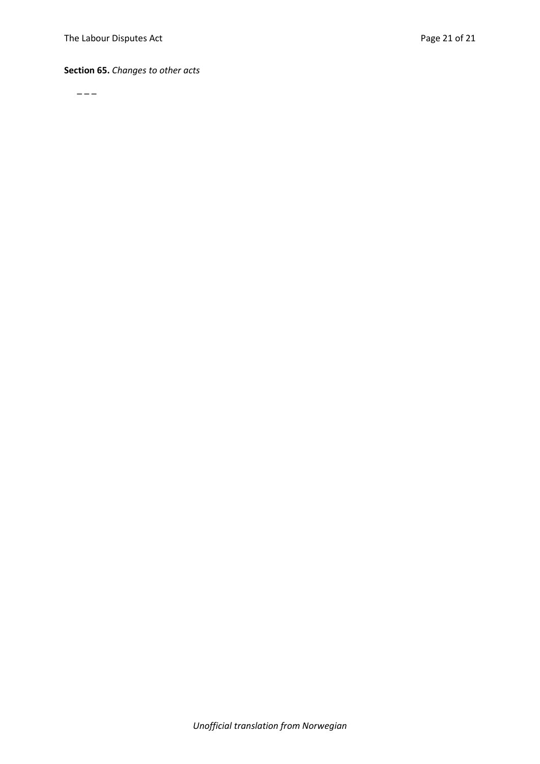**Section 65.** *Changes to other acts*

– – –